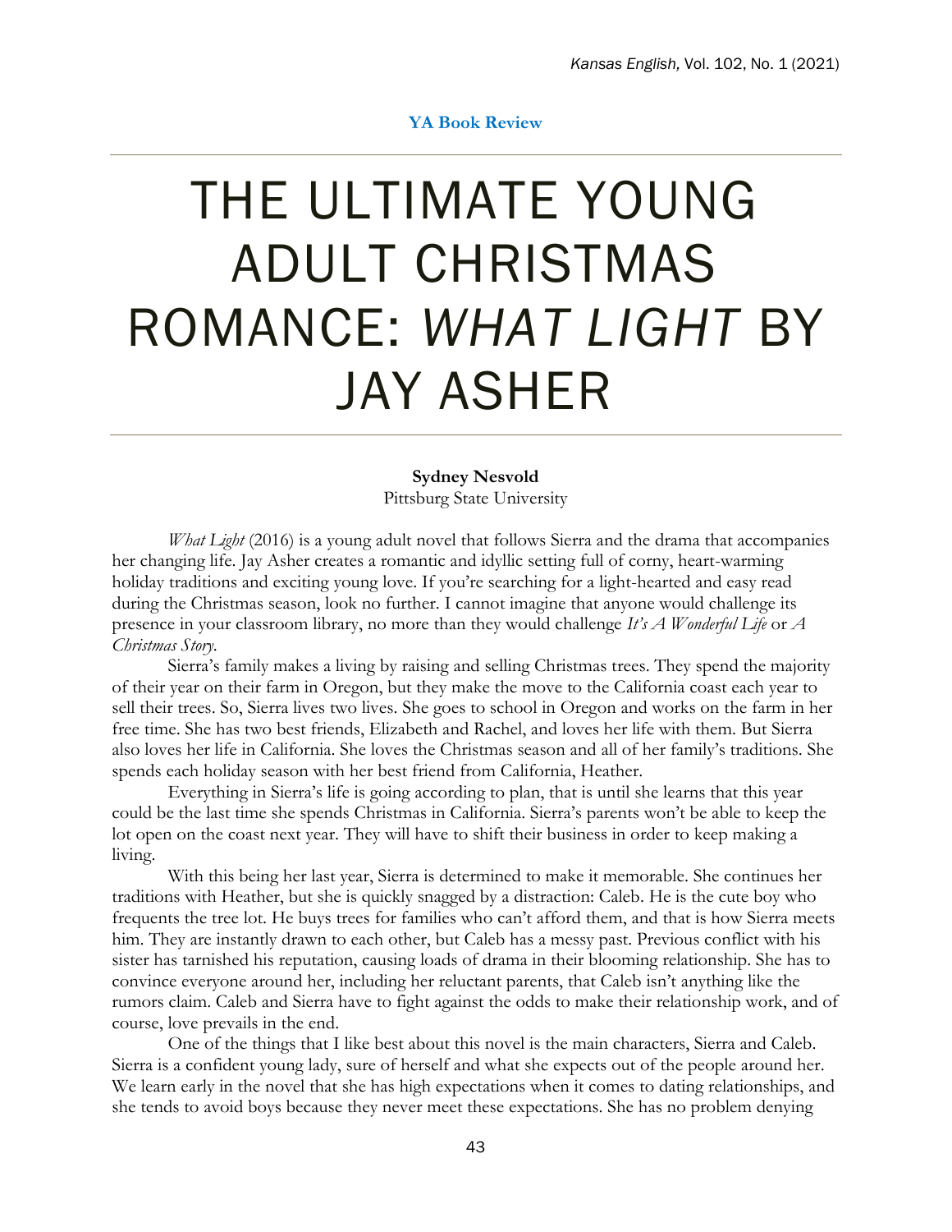**YA Book Review**

# THE ULTIMATE YOUNG ADULT CHRISTMAS ROMANCE: *WHAT LIGHT* BY JAY ASHER

**Sydney Nesvold**
Pittsburg State University

*What Light* (2016) is a young adult novel that follows Sierra and the drama that accompanies her changing life. Jay Asher creates a romantic and idyllic setting full of corny, heart-warming holiday traditions and exciting young love. If you're searching for a light-hearted and easy read during the Christmas season, look no further. I cannot imagine that anyone would challenge its presence in your classroom library, no more than they would challenge *It's A Wonderful Life* or *A Christmas Story*.

Sierra's family makes a living by raising and selling Christmas trees. They spend the majority of their year on their farm in Oregon, but they make the move to the California coast each year to sell their trees. So, Sierra lives two lives. She goes to school in Oregon and works on the farm in her free time. She has two best friends, Elizabeth and Rachel, and loves her life with them. But Sierra also loves her life in California. She loves the Christmas season and all of her family's traditions. She spends each holiday season with her best friend from California, Heather.

Everything in Sierra's life is going according to plan, that is until she learns that this year could be the last time she spends Christmas in California. Sierra's parents won't be able to keep the lot open on the coast next year. They will have to shift their business in order to keep making a living.

With this being her last year, Sierra is determined to make it memorable. She continues her traditions with Heather, but she is quickly snagged by a distraction: Caleb. He is the cute boy who frequents the tree lot. He buys trees for families who can't afford them, and that is how Sierra meets him. They are instantly drawn to each other, but Caleb has a messy past. Previous conflict with his sister has tarnished his reputation, causing loads of drama in their blooming relationship. She has to convince everyone around her, including her reluctant parents, that Caleb isn't anything like the rumors claim. Caleb and Sierra have to fight against the odds to make their relationship work, and of course, love prevails in the end.

One of the things that I like best about this novel is the main characters, Sierra and Caleb. Sierra is a confident young lady, sure of herself and what she expects out of the people around her. We learn early in the novel that she has high expectations when it comes to dating relationships, and she tends to avoid boys because they never meet these expectations. She has no problem denying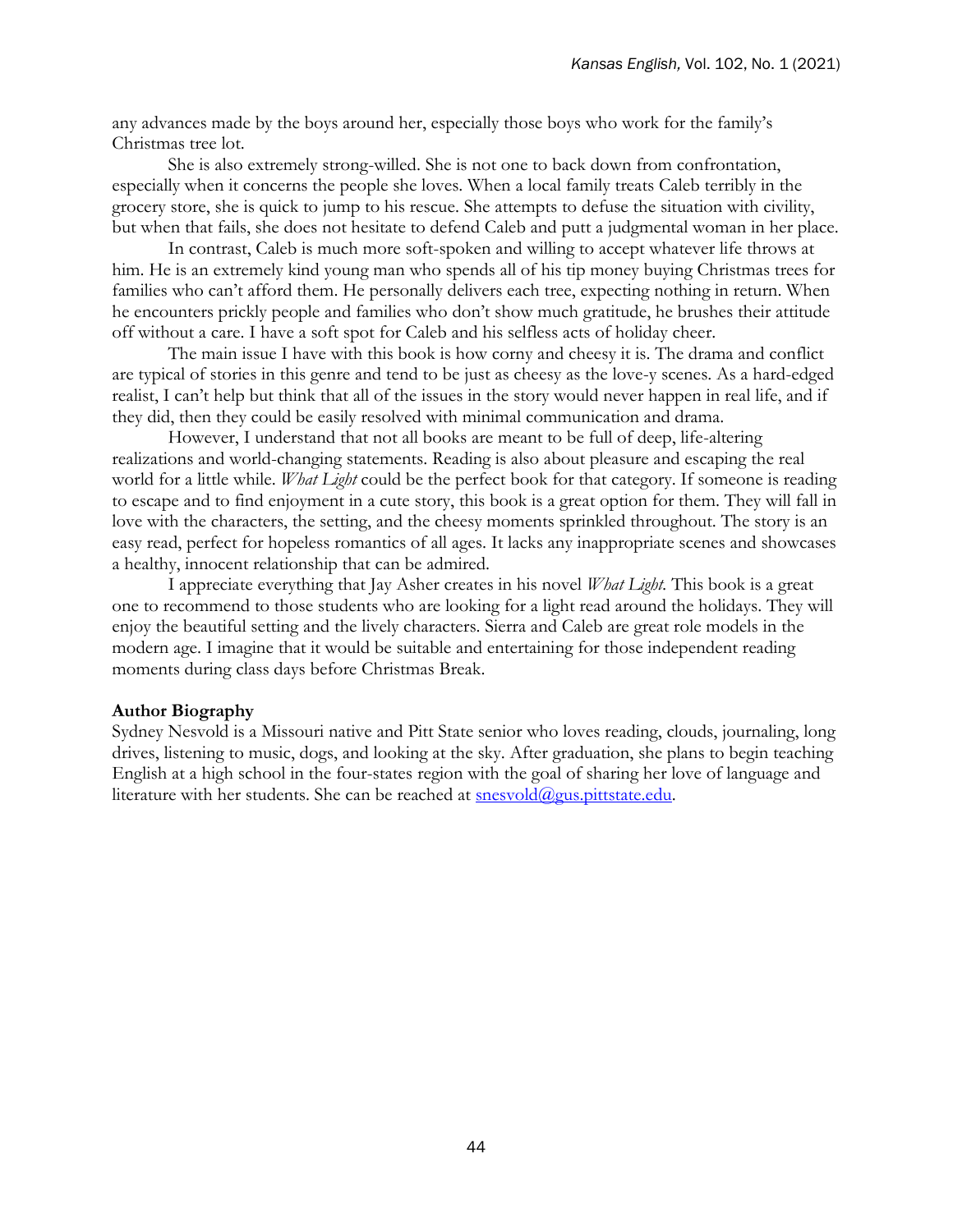any advances made by the boys around her, especially those boys who work for the family's Christmas tree lot.

She is also extremely strong-willed. She is not one to back down from confrontation, especially when it concerns the people she loves. When a local family treats Caleb terribly in the grocery store, she is quick to jump to his rescue. She attempts to defuse the situation with civility, but when that fails, she does not hesitate to defend Caleb and putt a judgmental woman in her place.

In contrast, Caleb is much more soft-spoken and willing to accept whatever life throws at him. He is an extremely kind young man who spends all of his tip money buying Christmas trees for families who can't afford them. He personally delivers each tree, expecting nothing in return. When he encounters prickly people and families who don't show much gratitude, he brushes their attitude off without a care. I have a soft spot for Caleb and his selfless acts of holiday cheer.

The main issue I have with this book is how corny and cheesy it is. The drama and conflict are typical of stories in this genre and tend to be just as cheesy as the love-y scenes. As a hard-edged realist, I can't help but think that all of the issues in the story would never happen in real life, and if they did, then they could be easily resolved with minimal communication and drama.

However, I understand that not all books are meant to be full of deep, life-altering realizations and world-changing statements. Reading is also about pleasure and escaping the real world for a little while. *What Light* could be the perfect book for that category. If someone is reading to escape and to find enjoyment in a cute story, this book is a great option for them. They will fall in love with the characters, the setting, and the cheesy moments sprinkled throughout. The story is an easy read, perfect for hopeless romantics of all ages. It lacks any inappropriate scenes and showcases a healthy, innocent relationship that can be admired.

I appreciate everything that Jay Asher creates in his novel *What Light*. This book is a great one to recommend to those students who are looking for a light read around the holidays. They will enjoy the beautiful setting and the lively characters. Sierra and Caleb are great role models in the modern age. I imagine that it would be suitable and entertaining for those independent reading moments during class days before Christmas Break.

**Author Biography**

Sydney Nesvold is a Missouri native and Pitt State senior who loves reading, clouds, journaling, long drives, listening to music, dogs, and looking at the sky. After graduation, she plans to begin teaching English at a high school in the four-states region with the goal of sharing her love of language and literature with her students. She can be reached at snesvold@gus.pittstate.edu.